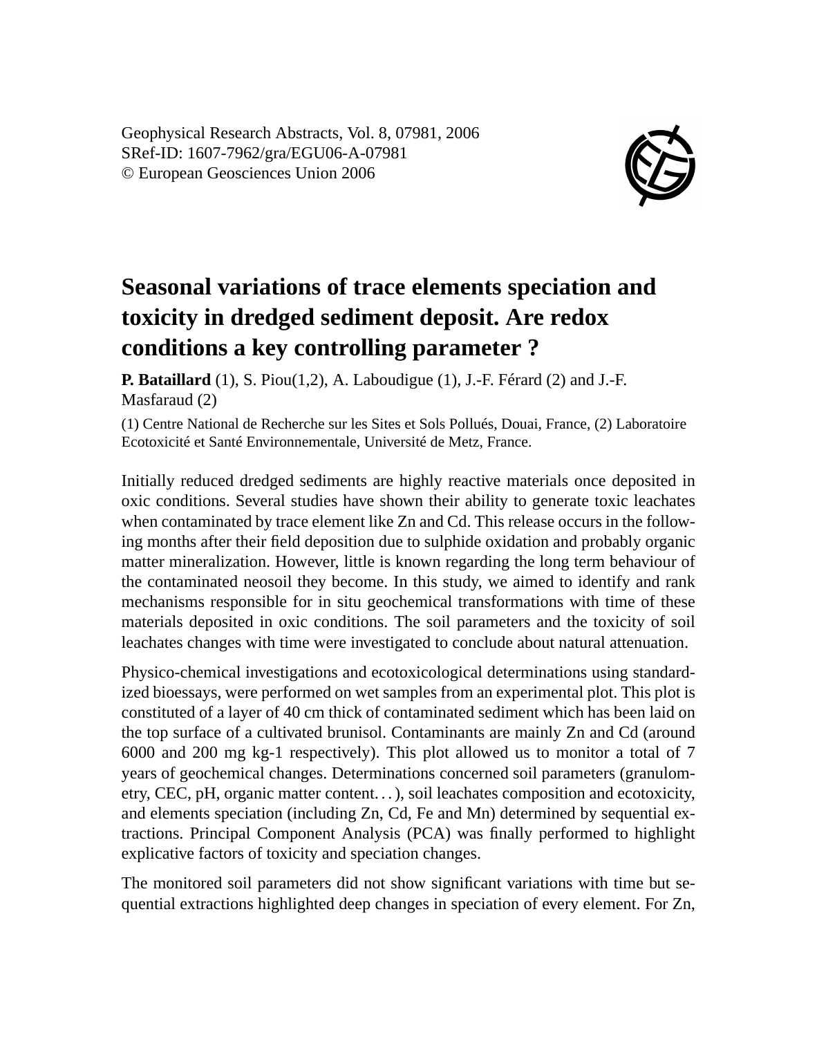Geophysical Research Abstracts, Vol. 8, 07981, 2006
SRef-ID: 1607-7962/gra/EGU06-A-07981
© European Geosciences Union 2006

# Seasonal variations of trace elements speciation and toxicity in dredged sediment deposit. Are redox conditions a key controlling parameter ?

**P. Bataillard** (1), S. Piou(1,2), A. Laboudigue (1), J.-F. Férard (2) and J.-F. Masfaraud (2)

(1) Centre National de Recherche sur les Sites et Sols Pollués, Douai, France, (2) Laboratoire Ecotoxicité et Santé Environnementale, Université de Metz, France.

Initially reduced dredged sediments are highly reactive materials once deposited in oxic conditions. Several studies have shown their ability to generate toxic leachates when contaminated by trace element like Zn and Cd. This release occurs in the following months after their field deposition due to sulphide oxidation and probably organic matter mineralization. However, little is known regarding the long term behaviour of the contaminated neosoil they become. In this study, we aimed to identify and rank mechanisms responsible for in situ geochemical transformations with time of these materials deposited in oxic conditions. The soil parameters and the toxicity of soil leachates changes with time were investigated to conclude about natural attenuation.

Physico-chemical investigations and ecotoxicological determinations using standardized bioessays, were performed on wet samples from an experimental plot. This plot is constituted of a layer of 40 cm thick of contaminated sediment which has been laid on the top surface of a cultivated brunisol. Contaminants are mainly Zn and Cd (around 6000 and 200 mg kg-1 respectively). This plot allowed us to monitor a total of 7 years of geochemical changes. Determinations concerned soil parameters (granulometry, CEC, pH, organic matter content…), soil leachates composition and ecotoxicity, and elements speciation (including Zn, Cd, Fe and Mn) determined by sequential extractions. Principal Component Analysis (PCA) was finally performed to highlight explicative factors of toxicity and speciation changes.

The monitored soil parameters did not show significant variations with time but sequential extractions highlighted deep changes in speciation of every element. For Zn,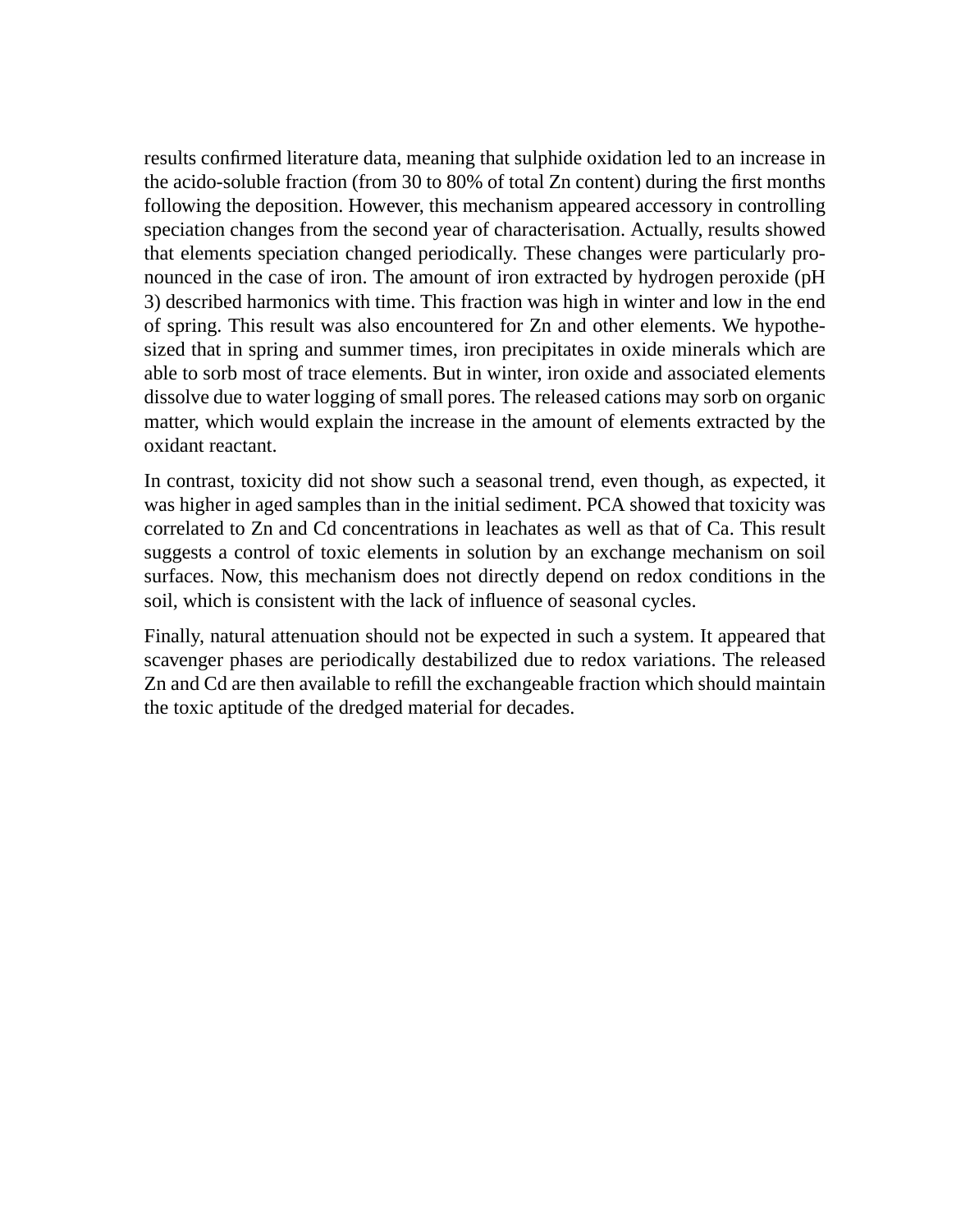results confirmed literature data, meaning that sulphide oxidation led to an increase in the acido-soluble fraction (from 30 to 80% of total Zn content) during the first months following the deposition. However, this mechanism appeared accessory in controlling speciation changes from the second year of characterisation. Actually, results showed that elements speciation changed periodically. These changes were particularly pronounced in the case of iron. The amount of iron extracted by hydrogen peroxide (pH 3) described harmonics with time. This fraction was high in winter and low in the end of spring. This result was also encountered for Zn and other elements. We hypothesized that in spring and summer times, iron precipitates in oxide minerals which are able to sorb most of trace elements. But in winter, iron oxide and associated elements dissolve due to water logging of small pores. The released cations may sorb on organic matter, which would explain the increase in the amount of elements extracted by the oxidant reactant.

In contrast, toxicity did not show such a seasonal trend, even though, as expected, it was higher in aged samples than in the initial sediment. PCA showed that toxicity was correlated to Zn and Cd concentrations in leachates as well as that of Ca. This result suggests a control of toxic elements in solution by an exchange mechanism on soil surfaces. Now, this mechanism does not directly depend on redox conditions in the soil, which is consistent with the lack of influence of seasonal cycles.

Finally, natural attenuation should not be expected in such a system. It appeared that scavenger phases are periodically destabilized due to redox variations. The released Zn and Cd are then available to refill the exchangeable fraction which should maintain the toxic aptitude of the dredged material for decades.